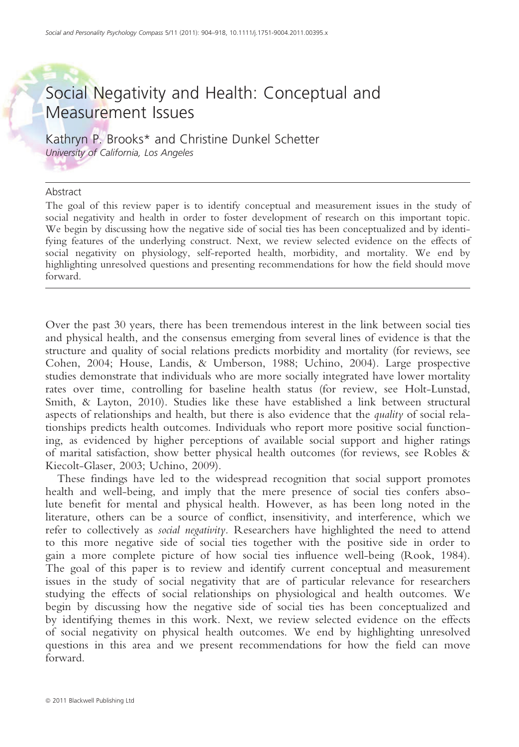# Social Negativity and Health: Conceptual and Measurement Issues

Kathryn P. Brooks* and Christine Dunkel Schetter
*University of California, Los Angeles*

## Abstract

The goal of this review paper is to identify conceptual and measurement issues in the study of social negativity and health in order to foster development of research on this important topic. We begin by discussing how the negative side of social ties has been conceptualized and by identifying features of the underlying construct. Next, we review selected evidence on the effects of social negativity on physiology, self-reported health, morbidity, and mortality. We end by highlighting unresolved questions and presenting recommendations for how the field should move forward.

Over the past 30 years, there has been tremendous interest in the link between social ties and physical health, and the consensus emerging from several lines of evidence is that the structure and quality of social relations predicts morbidity and mortality (for reviews, see Cohen, 2004; House, Landis, & Umberson, 1988; Uchino, 2004). Large prospective studies demonstrate that individuals who are more socially integrated have lower mortality rates over time, controlling for baseline health status (for review, see Holt-Lunstad, Smith, & Layton, 2010). Studies like these have established a link between structural aspects of relationships and health, but there is also evidence that the *quality* of social relationships predicts health outcomes. Individuals who report more positive social functioning, as evidenced by higher perceptions of available social support and higher ratings of marital satisfaction, show better physical health outcomes (for reviews, see Robles & Kiecolt-Glaser, 2003; Uchino, 2009).

These findings have led to the widespread recognition that social support promotes health and well-being, and imply that the mere presence of social ties confers absolute benefit for mental and physical health. However, as has been long noted in the literature, others can be a source of conflict, insensitivity, and interference, which we refer to collectively as *social negativity*. Researchers have highlighted the need to attend to this more negative side of social ties together with the positive side in order to gain a more complete picture of how social ties influence well-being (Rook, 1984). The goal of this paper is to review and identify current conceptual and measurement issues in the study of social negativity that are of particular relevance for researchers studying the effects of social relationships on physiological and health outcomes. We begin by discussing how the negative side of social ties has been conceptualized and by identifying themes in this work. Next, we review selected evidence on the effects of social negativity on physical health outcomes. We end by highlighting unresolved questions in this area and we present recommendations for how the field can move forward.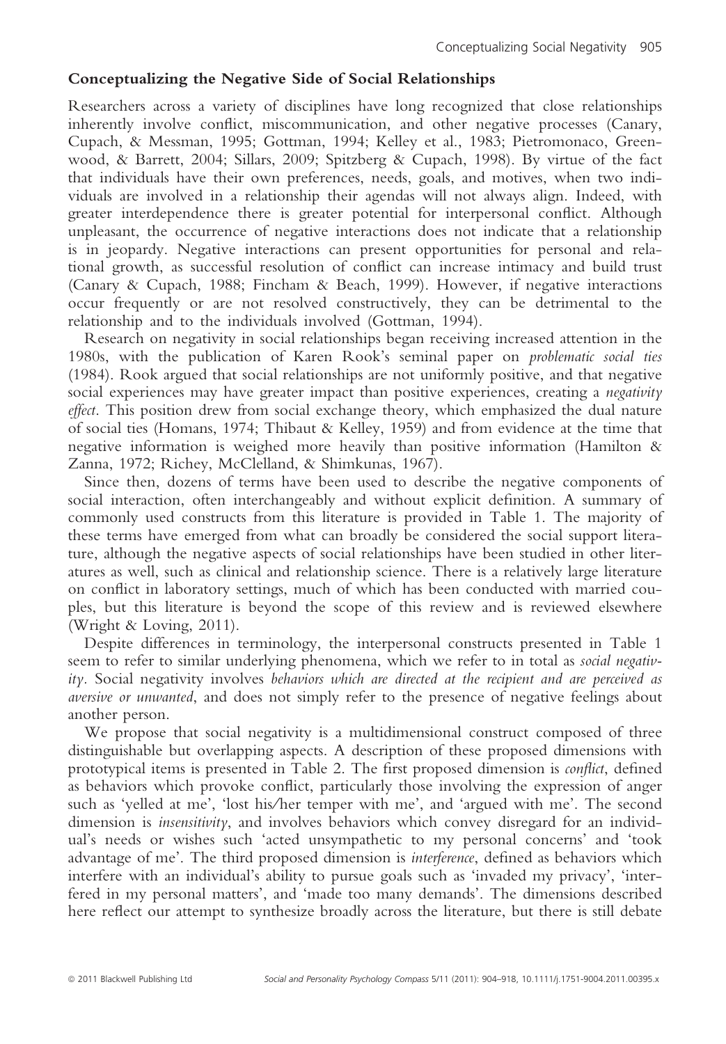## Conceptualizing the Negative Side of Social Relationships

Researchers across a variety of disciplines have long recognized that close relationships inherently involve conflict, miscommunication, and other negative processes (Canary, Cupach, & Messman, 1995; Gottman, 1994; Kelley et al., 1983; Pietromonaco, Greenwood, & Barrett, 2004; Sillars, 2009; Spitzberg & Cupach, 1998). By virtue of the fact that individuals have their own preferences, needs, goals, and motives, when two individuals are involved in a relationship their agendas will not always align. Indeed, with greater interdependence there is greater potential for interpersonal conflict. Although unpleasant, the occurrence of negative interactions does not indicate that a relationship is in jeopardy. Negative interactions can present opportunities for personal and relational growth, as successful resolution of conflict can increase intimacy and build trust (Canary & Cupach, 1988; Fincham & Beach, 1999). However, if negative interactions occur frequently or are not resolved constructively, they can be detrimental to the relationship and to the individuals involved (Gottman, 1994).

Research on negativity in social relationships began receiving increased attention in the 1980s, with the publication of Karen Rook's seminal paper on *problematic social ties* (1984). Rook argued that social relationships are not uniformly positive, and that negative social experiences may have greater impact than positive experiences, creating a *negativity effect*. This position drew from social exchange theory, which emphasized the dual nature of social ties (Homans, 1974; Thibaut & Kelley, 1959) and from evidence at the time that negative information is weighed more heavily than positive information (Hamilton & Zanna, 1972; Richey, McClelland, & Shimkunas, 1967).

Since then, dozens of terms have been used to describe the negative components of social interaction, often interchangeably and without explicit definition. A summary of commonly used constructs from this literature is provided in Table 1. The majority of these terms have emerged from what can broadly be considered the social support literature, although the negative aspects of social relationships have been studied in other literatures as well, such as clinical and relationship science. There is a relatively large literature on conflict in laboratory settings, much of which has been conducted with married couples, but this literature is beyond the scope of this review and is reviewed elsewhere (Wright & Loving, 2011).

Despite differences in terminology, the interpersonal constructs presented in Table 1 seem to refer to similar underlying phenomena, which we refer to in total as *social negativity*. Social negativity involves *behaviors which are directed at the recipient and are perceived as aversive or unwanted*, and does not simply refer to the presence of negative feelings about another person.

We propose that social negativity is a multidimensional construct composed of three distinguishable but overlapping aspects. A description of these proposed dimensions with prototypical items is presented in Table 2. The first proposed dimension is *conflict*, defined as behaviors which provoke conflict, particularly those involving the expression of anger such as 'yelled at me', 'lost his/her temper with me', and 'argued with me'. The second dimension is *insensitivity*, and involves behaviors which convey disregard for an individual's needs or wishes such 'acted unsympathetic to my personal concerns' and 'took advantage of me'. The third proposed dimension is *interference*, defined as behaviors which interfere with an individual's ability to pursue goals such as 'invaded my privacy', 'interfered in my personal matters', and 'made too many demands'. The dimensions described here reflect our attempt to synthesize broadly across the literature, but there is still debate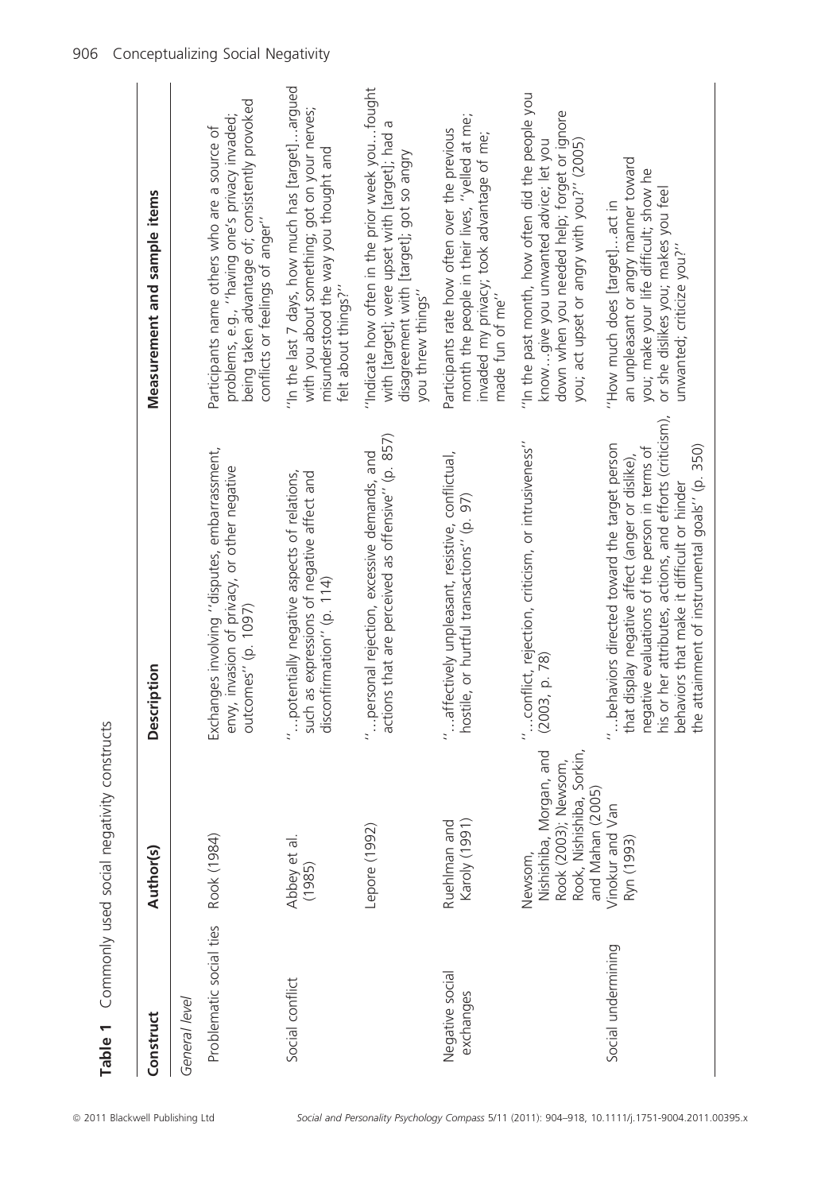**Table 1** Commonly used social negativity constructs

| Construct | Author(s) | Description | Measurement and sample items |
|---|---|---|---|
| *General level* | | | |
| Problematic social ties | Rook (1984) | Exchanges involving ''disputes, embarrassment, envy, invasion of privacy, or other negative outcomes'' (p. 1097) | Participants name others who are a source of problems, e.g., ''having one's privacy invaded; being taken advantage of; consistently provoked conflicts or feelings of anger'' |
| Social conflict | Abbey et al. (1985) | ''…potentially negative aspects of relations, such as expressions of negative affect and disconfirmation'' (p. 114) | ''In the last 7 days, how much has [target]…argued with you about something; got on your nerves; misunderstood the way you thought and felt about things?'' |
| | Lepore (1992) | ''…personal rejection, excessive demands, and actions that are perceived as offensive'' (p. 857) | ''Indicate how often in the prior week you…fought with [target]; were upset with [target]; had a disagreement with [target]; got so angry you threw things'' |
| Negative social exchanges | Ruehlman and Karoly (1991) | ''…affectively unpleasant, resistive, conflictual, hostile, or hurtful transactions'' (p. 97) | Participants rate how often over the previous month the people in their lives, ''yelled at me; invaded my privacy; took advantage of me; made fun of me'' |
| | Newsom, Nishishiba, Morgan, and Rook (2003); Newsom, Rook, Nishishiba, Sorkin, and Mahan (2005) | ''…conflict, rejection, criticism, or intrusiveness'' (2003, p. 78) | ''In the past month, how often did the people you know…give you unwanted advice; let you down when you needed help; forget or ignore you; act upset or angry with you?'' (2005) |
| Social undermining | Vinokur and Van Ryn (1993) | ''…behaviors directed toward the target person that display negative affect (anger or dislike), negative evaluations of the person in terms of his or her attributes, actions, and efforts (criticism), behaviors that make it difficult or hinder the attainment of instrumental goals'' (p. 350) | ''How much does [target]…act in an unpleasant or angry manner toward you; make your life difficult; show he or she dislikes you; makes you feel unwanted; criticize you?'' |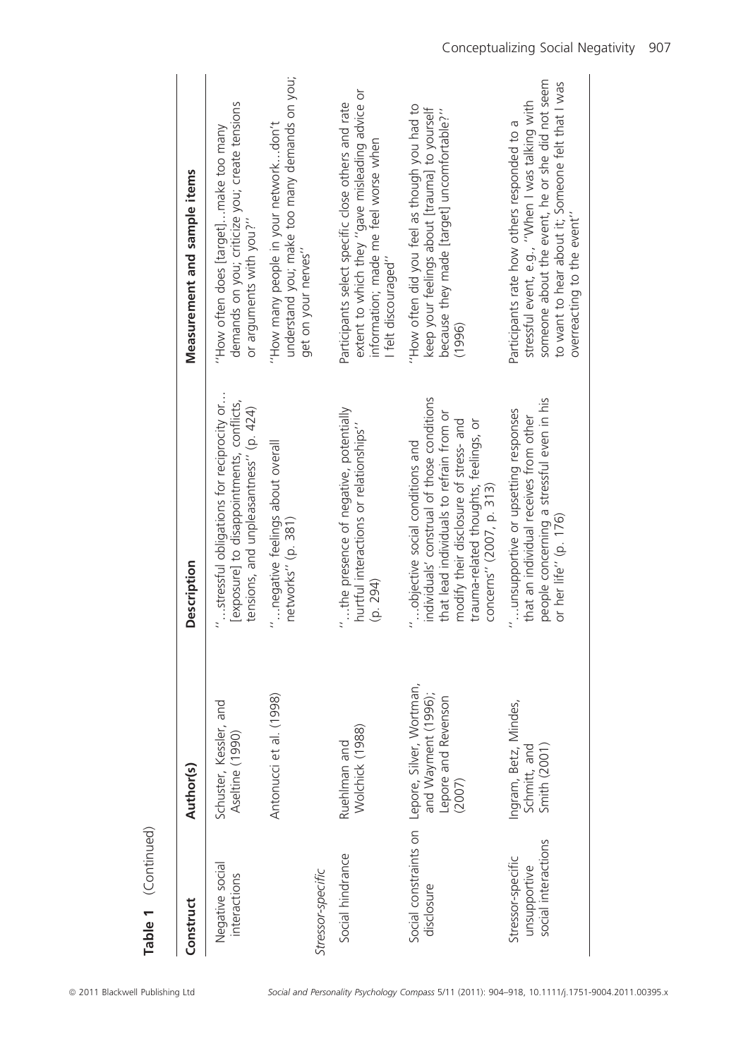**Table 1** (Continued)

| Construct | Author(s) | Description | Measurement and sample items |
|---|---|---|---|
| Negative social interactions | Schuster, Kessler, and Aseltine (1990) | ''...stressful obligations for reciprocity or... [exposure] to disappointments, conflicts, tensions, and unpleasantness'' (p. 424) | ''How often does [target]...make too many demands on you; criticize you; create tensions or arguments with you?'' |
| | Antonucci et al. (1998) | ''...negative feelings about overall networks'' (p. 381) | ''How many people in your network...don't understand you; make too many demands on you; get on your nerves'' |
| *Stressor-specific* | | | |
| Social hindrance | Ruehlman and Wolchick (1988) | ''...the presence of negative, potentially hurtful interactions or relationships'' (p. 294) | Participants select specific close others and rate extent to which they ''gave misleading advice or information; made me feel worse when I felt discouraged'' |
| Social constraints on disclosure | Lepore, Silver, Wortman, and Wayment (1996); Lepore and Revenson (2007) | ''...objective social conditions and individuals' construal of those conditions that lead individuals to refrain from or modify their disclosure of stress- and trauma-related thoughts, feelings, or concerns'' (2007, p. 313) | ''How often did you feel as though you had to keep your feelings about [trauma] to yourself because they made [target] uncomfortable?'' (1996) |
| Stressor-specific unsupportive social interactions | Ingram, Betz, Mindes, Schmitt, and Smith (2001) | ''...unsupportive or upsetting responses that an individual receives from other people concerning a stressful even in his or her life'' (p. 176) | Participants rate how others responded to a stressful event, e.g., ''When I was talking with someone about the event, he or she did not seem to want to hear about it; Someone felt that I was overreacting to the event'' |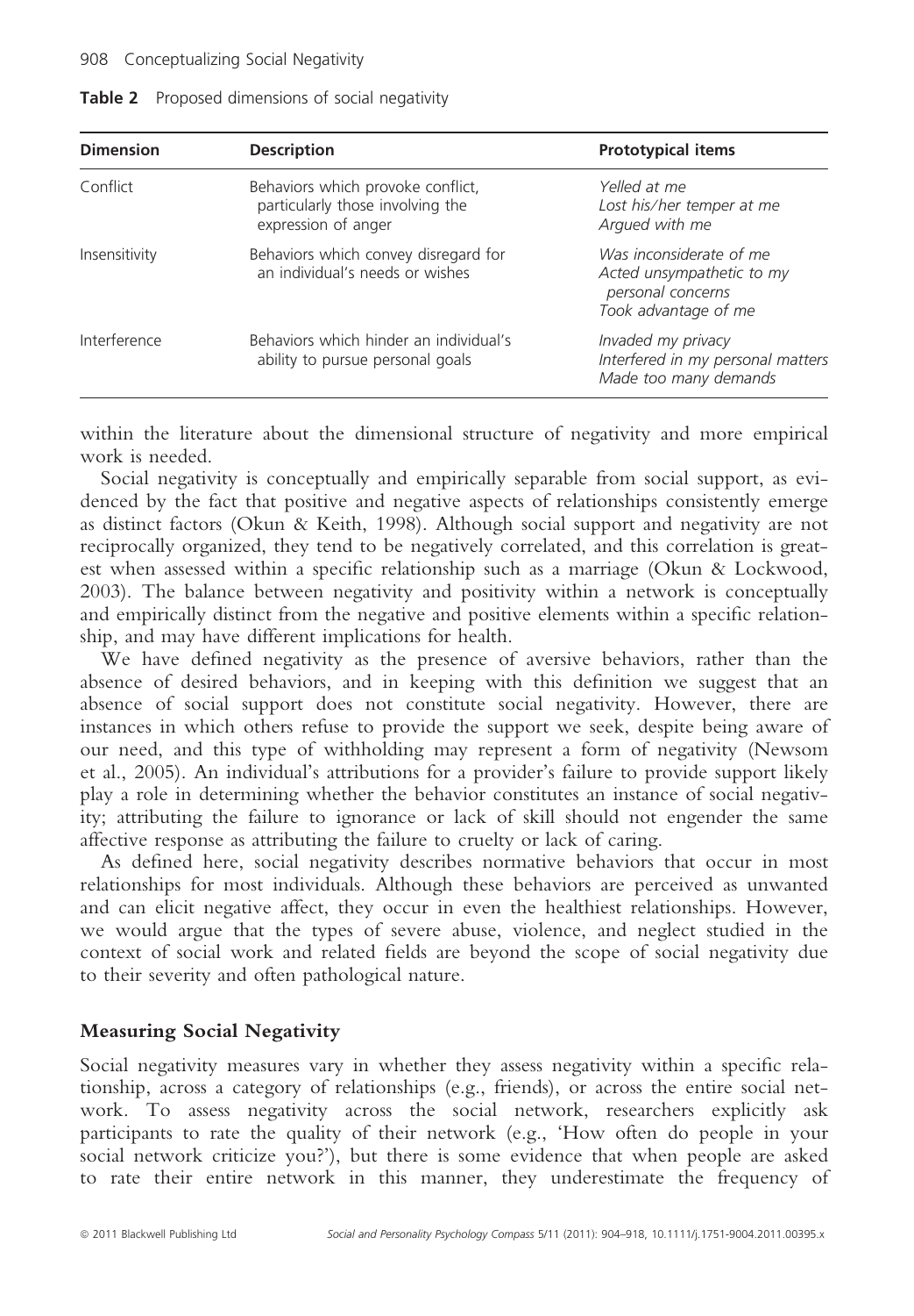**Table 2** Proposed dimensions of social negativity

| Dimension | Description | Prototypical items |
|---|---|---|
| Conflict | Behaviors which provoke conflict, particularly those involving the expression of anger | *Yelled at me*<br>*Lost his/her temper at me*<br>*Argued with me* |
| Insensitivity | Behaviors which convey disregard for an individual's needs or wishes | *Was inconsiderate of me*<br>*Acted unsympathetic to my personal concerns*<br>*Took advantage of me* |
| Interference | Behaviors which hinder an individual's ability to pursue personal goals | *Invaded my privacy*<br>*Interfered in my personal matters*<br>*Made too many demands* |

within the literature about the dimensional structure of negativity and more empirical work is needed.

Social negativity is conceptually and empirically separable from social support, as evidenced by the fact that positive and negative aspects of relationships consistently emerge as distinct factors (Okun & Keith, 1998). Although social support and negativity are not reciprocally organized, they tend to be negatively correlated, and this correlation is greatest when assessed within a specific relationship such as a marriage (Okun & Lockwood, 2003). The balance between negativity and positivity within a network is conceptually and empirically distinct from the negative and positive elements within a specific relationship, and may have different implications for health.

We have defined negativity as the presence of aversive behaviors, rather than the absence of desired behaviors, and in keeping with this definition we suggest that an absence of social support does not constitute social negativity. However, there are instances in which others refuse to provide the support we seek, despite being aware of our need, and this type of withholding may represent a form of negativity (Newsom et al., 2005). An individual's attributions for a provider's failure to provide support likely play a role in determining whether the behavior constitutes an instance of social negativity; attributing the failure to ignorance or lack of skill should not engender the same affective response as attributing the failure to cruelty or lack of caring.

As defined here, social negativity describes normative behaviors that occur in most relationships for most individuals. Although these behaviors are perceived as unwanted and can elicit negative affect, they occur in even the healthiest relationships. However, we would argue that the types of severe abuse, violence, and neglect studied in the context of social work and related fields are beyond the scope of social negativity due to their severity and often pathological nature.

## Measuring Social Negativity

Social negativity measures vary in whether they assess negativity within a specific relationship, across a category of relationships (e.g., friends), or across the entire social network. To assess negativity across the social network, researchers explicitly ask participants to rate the quality of their network (e.g., 'How often do people in your social network criticize you?'), but there is some evidence that when people are asked to rate their entire network in this manner, they underestimate the frequency of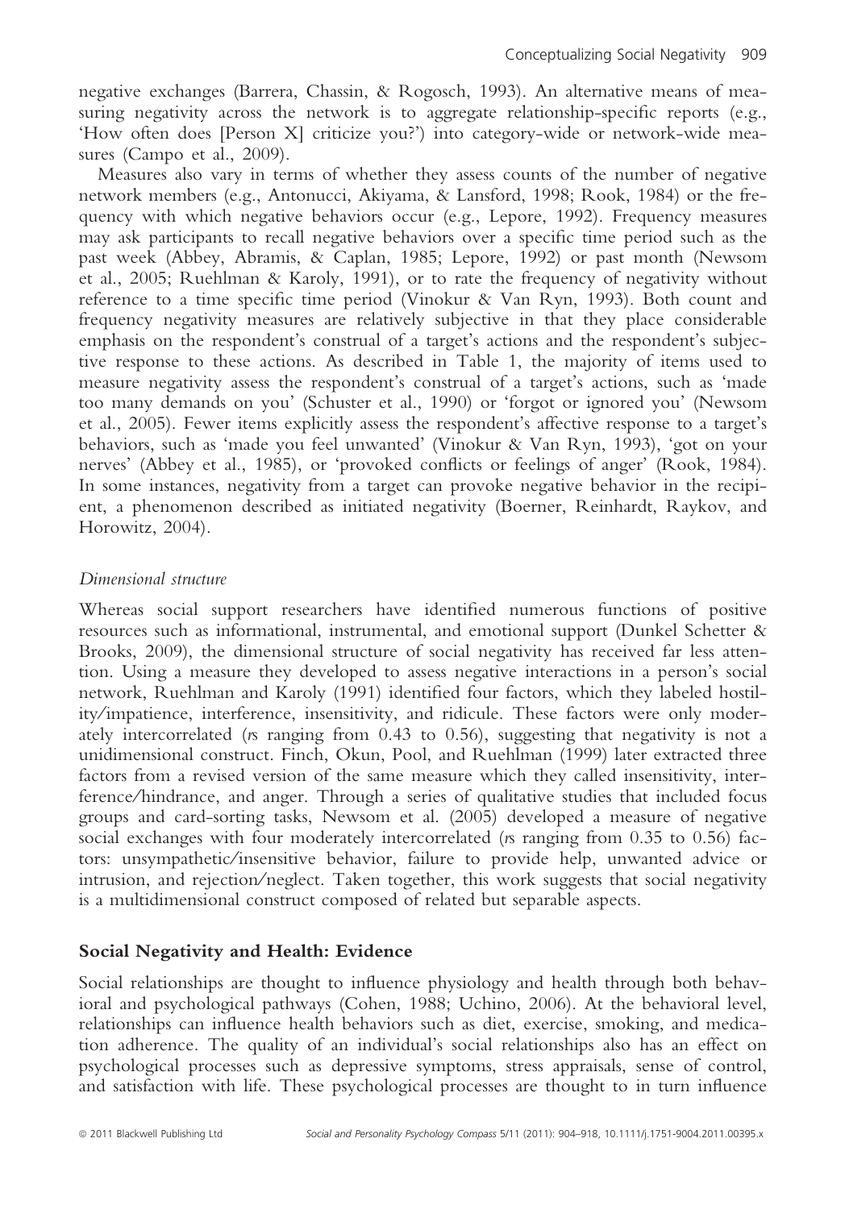negative exchanges (Barrera, Chassin, & Rogosch, 1993). An alternative means of measuring negativity across the network is to aggregate relationship-specific reports (e.g., 'How often does [Person X] criticize you?') into category-wide or network-wide measures (Campo et al., 2009).

Measures also vary in terms of whether they assess counts of the number of negative network members (e.g., Antonucci, Akiyama, & Lansford, 1998; Rook, 1984) or the frequency with which negative behaviors occur (e.g., Lepore, 1992). Frequency measures may ask participants to recall negative behaviors over a specific time period such as the past week (Abbey, Abramis, & Caplan, 1985; Lepore, 1992) or past month (Newsom et al., 2005; Ruehlman & Karoly, 1991), or to rate the frequency of negativity without reference to a time specific time period (Vinokur & Van Ryn, 1993). Both count and frequency negativity measures are relatively subjective in that they place considerable emphasis on the respondent's construal of a target's actions and the respondent's subjective response to these actions. As described in Table 1, the majority of items used to measure negativity assess the respondent's construal of a target's actions, such as 'made too many demands on you' (Schuster et al., 1990) or 'forgot or ignored you' (Newsom et al., 2005). Fewer items explicitly assess the respondent's affective response to a target's behaviors, such as 'made you feel unwanted' (Vinokur & Van Ryn, 1993), 'got on your nerves' (Abbey et al., 1985), or 'provoked conflicts or feelings of anger' (Rook, 1984). In some instances, negativity from a target can provoke negative behavior in the recipient, a phenomenon described as initiated negativity (Boerner, Reinhardt, Raykov, and Horowitz, 2004).

*Dimensional structure*

Whereas social support researchers have identified numerous functions of positive resources such as informational, instrumental, and emotional support (Dunkel Schetter & Brooks, 2009), the dimensional structure of social negativity has received far less attention. Using a measure they developed to assess negative interactions in a person's social network, Ruehlman and Karoly (1991) identified four factors, which they labeled hostility/impatience, interference, insensitivity, and ridicule. These factors were only moderately intercorrelated (*r*s ranging from 0.43 to 0.56), suggesting that negativity is not a unidimensional construct. Finch, Okun, Pool, and Ruehlman (1999) later extracted three factors from a revised version of the same measure which they called insensitivity, interference/hindrance, and anger. Through a series of qualitative studies that included focus groups and card-sorting tasks, Newsom et al. (2005) developed a measure of negative social exchanges with four moderately intercorrelated (*r*s ranging from 0.35 to 0.56) factors: unsympathetic/insensitive behavior, failure to provide help, unwanted advice or intrusion, and rejection/neglect. Taken together, this work suggests that social negativity is a multidimensional construct composed of related but separable aspects.

## Social Negativity and Health: Evidence

Social relationships are thought to influence physiology and health through both behavioral and psychological pathways (Cohen, 1988; Uchino, 2006). At the behavioral level, relationships can influence health behaviors such as diet, exercise, smoking, and medication adherence. The quality of an individual's social relationships also has an effect on psychological processes such as depressive symptoms, stress appraisals, sense of control, and satisfaction with life. These psychological processes are thought to in turn influence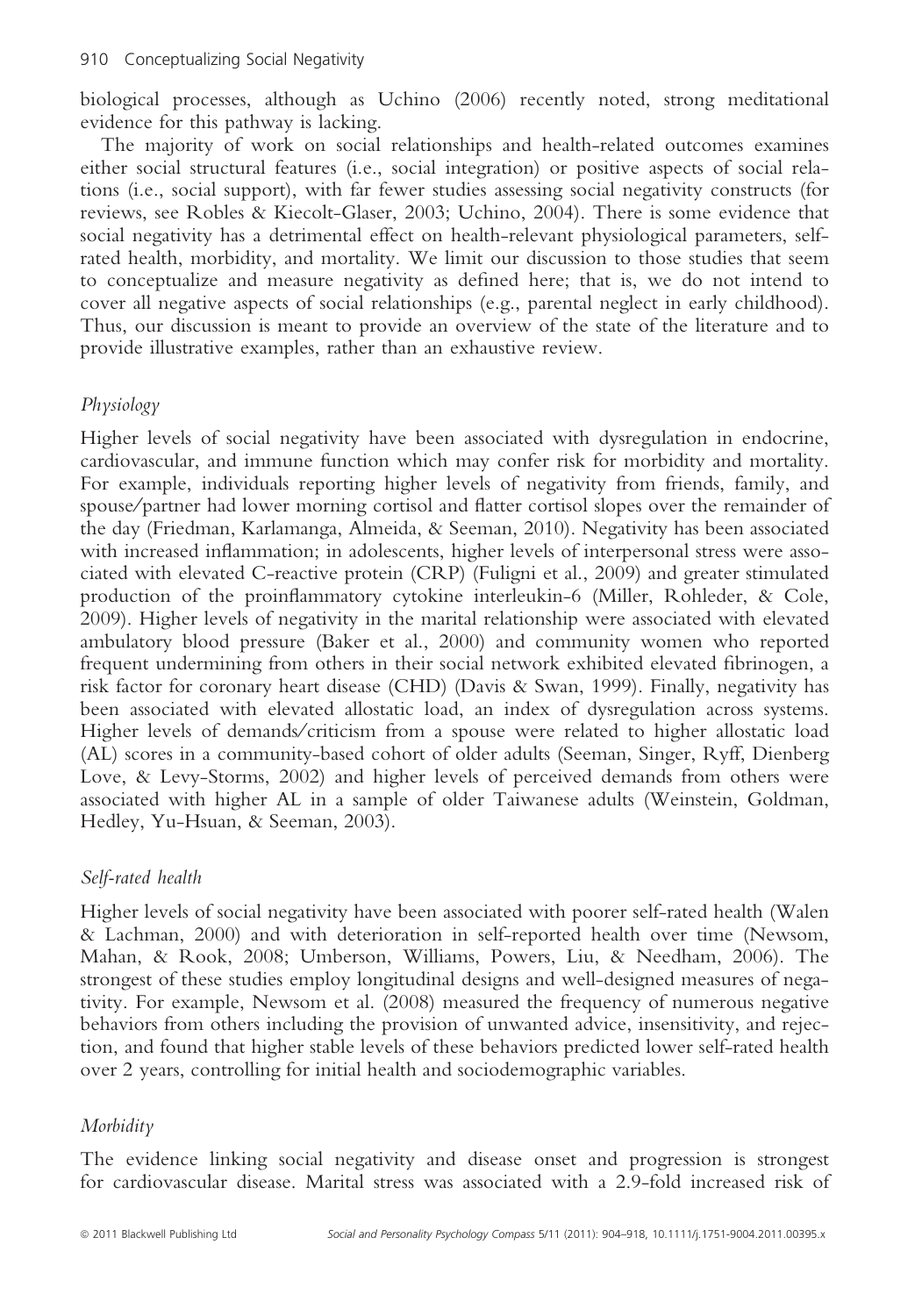biological processes, although as Uchino (2006) recently noted, strong meditational evidence for this pathway is lacking.

The majority of work on social relationships and health-related outcomes examines either social structural features (i.e., social integration) or positive aspects of social relations (i.e., social support), with far fewer studies assessing social negativity constructs (for reviews, see Robles & Kiecolt-Glaser, 2003; Uchino, 2004). There is some evidence that social negativity has a detrimental effect on health-relevant physiological parameters, self-rated health, morbidity, and mortality. We limit our discussion to those studies that seem to conceptualize and measure negativity as defined here; that is, we do not intend to cover all negative aspects of social relationships (e.g., parental neglect in early childhood). Thus, our discussion is meant to provide an overview of the state of the literature and to provide illustrative examples, rather than an exhaustive review.

### *Physiology*

Higher levels of social negativity have been associated with dysregulation in endocrine, cardiovascular, and immune function which may confer risk for morbidity and mortality. For example, individuals reporting higher levels of negativity from friends, family, and spouse/partner had lower morning cortisol and flatter cortisol slopes over the remainder of the day (Friedman, Karlamanga, Almeida, & Seeman, 2010). Negativity has been associated with increased inflammation; in adolescents, higher levels of interpersonal stress were associated with elevated C-reactive protein (CRP) (Fuligni et al., 2009) and greater stimulated production of the proinflammatory cytokine interleukin-6 (Miller, Rohleder, & Cole, 2009). Higher levels of negativity in the marital relationship were associated with elevated ambulatory blood pressure (Baker et al., 2000) and community women who reported frequent undermining from others in their social network exhibited elevated fibrinogen, a risk factor for coronary heart disease (CHD) (Davis & Swan, 1999). Finally, negativity has been associated with elevated allostatic load, an index of dysregulation across systems. Higher levels of demands/criticism from a spouse were related to higher allostatic load (AL) scores in a community-based cohort of older adults (Seeman, Singer, Ryff, Dienberg Love, & Levy-Storms, 2002) and higher levels of perceived demands from others were associated with higher AL in a sample of older Taiwanese adults (Weinstein, Goldman, Hedley, Yu-Hsuan, & Seeman, 2003).

### *Self-rated health*

Higher levels of social negativity have been associated with poorer self-rated health (Walen & Lachman, 2000) and with deterioration in self-reported health over time (Newsom, Mahan, & Rook, 2008; Umberson, Williams, Powers, Liu, & Needham, 2006). The strongest of these studies employ longitudinal designs and well-designed measures of negativity. For example, Newsom et al. (2008) measured the frequency of numerous negative behaviors from others including the provision of unwanted advice, insensitivity, and rejection, and found that higher stable levels of these behaviors predicted lower self-rated health over 2 years, controlling for initial health and sociodemographic variables.

### *Morbidity*

The evidence linking social negativity and disease onset and progression is strongest for cardiovascular disease. Marital stress was associated with a 2.9-fold increased risk of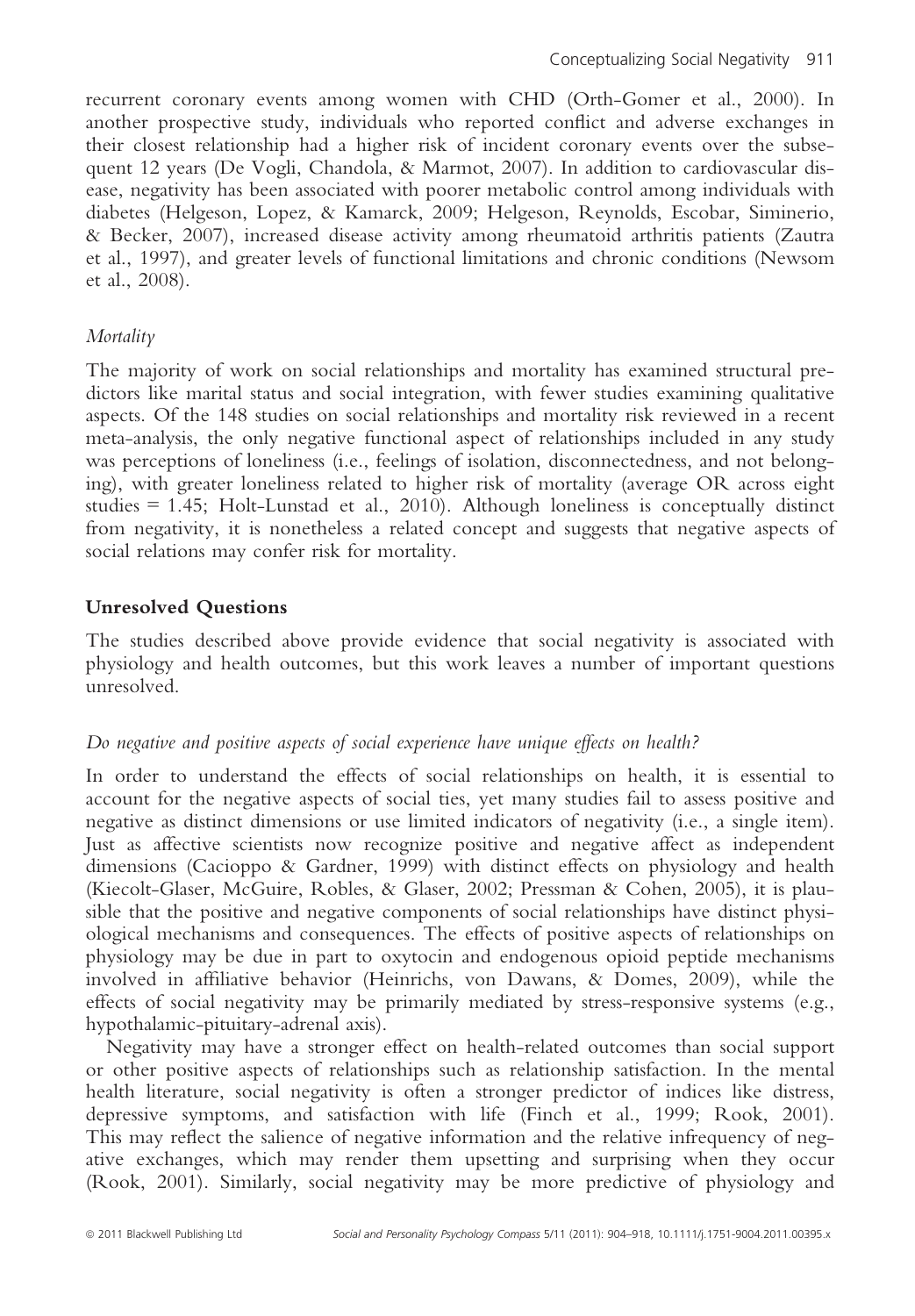recurrent coronary events among women with CHD (Orth-Gomer et al., 2000). In another prospective study, individuals who reported conflict and adverse exchanges in their closest relationship had a higher risk of incident coronary events over the subsequent 12 years (De Vogli, Chandola, & Marmot, 2007). In addition to cardiovascular disease, negativity has been associated with poorer metabolic control among individuals with diabetes (Helgeson, Lopez, & Kamarck, 2009; Helgeson, Reynolds, Escobar, Siminerio, & Becker, 2007), increased disease activity among rheumatoid arthritis patients (Zautra et al., 1997), and greater levels of functional limitations and chronic conditions (Newsom et al., 2008).

### *Mortality*

The majority of work on social relationships and mortality has examined structural predictors like marital status and social integration, with fewer studies examining qualitative aspects. Of the 148 studies on social relationships and mortality risk reviewed in a recent meta-analysis, the only negative functional aspect of relationships included in any study was perceptions of loneliness (i.e., feelings of isolation, disconnectedness, and not belonging), with greater loneliness related to higher risk of mortality (average OR across eight studies = 1.45; Holt-Lunstad et al., 2010). Although loneliness is conceptually distinct from negativity, it is nonetheless a related concept and suggests that negative aspects of social relations may confer risk for mortality.

## Unresolved Questions

The studies described above provide evidence that social negativity is associated with physiology and health outcomes, but this work leaves a number of important questions unresolved.

### *Do negative and positive aspects of social experience have unique effects on health?*

In order to understand the effects of social relationships on health, it is essential to account for the negative aspects of social ties, yet many studies fail to assess positive and negative as distinct dimensions or use limited indicators of negativity (i.e., a single item). Just as affective scientists now recognize positive and negative affect as independent dimensions (Cacioppo & Gardner, 1999) with distinct effects on physiology and health (Kiecolt-Glaser, McGuire, Robles, & Glaser, 2002; Pressman & Cohen, 2005), it is plausible that the positive and negative components of social relationships have distinct physiological mechanisms and consequences. The effects of positive aspects of relationships on physiology may be due in part to oxytocin and endogenous opioid peptide mechanisms involved in affiliative behavior (Heinrichs, von Dawans, & Domes, 2009), while the effects of social negativity may be primarily mediated by stress-responsive systems (e.g., hypothalamic-pituitary-adrenal axis).

Negativity may have a stronger effect on health-related outcomes than social support or other positive aspects of relationships such as relationship satisfaction. In the mental health literature, social negativity is often a stronger predictor of indices like distress, depressive symptoms, and satisfaction with life (Finch et al., 1999; Rook, 2001). This may reflect the salience of negative information and the relative infrequency of negative exchanges, which may render them upsetting and surprising when they occur (Rook, 2001). Similarly, social negativity may be more predictive of physiology and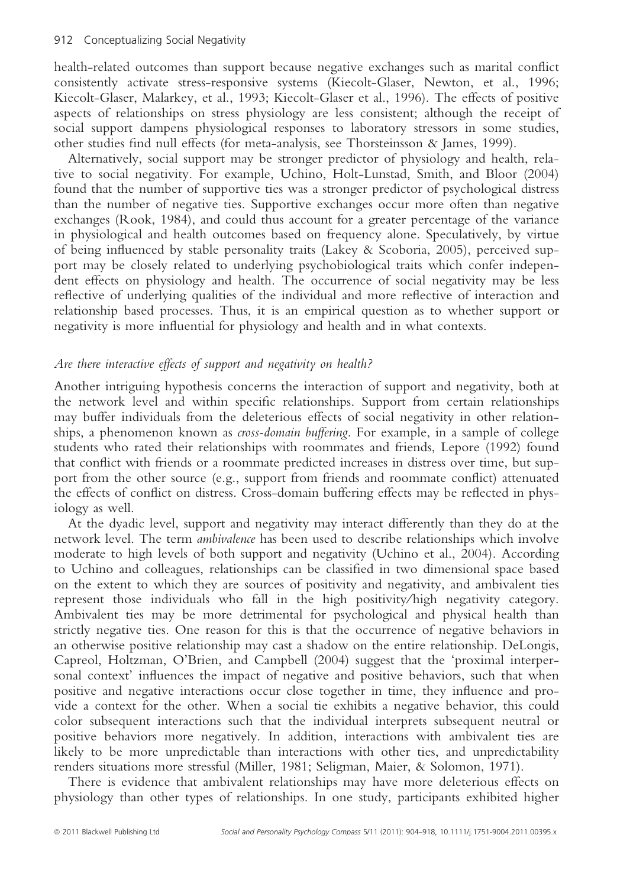health-related outcomes than support because negative exchanges such as marital conflict consistently activate stress-responsive systems (Kiecolt-Glaser, Newton, et al., 1996; Kiecolt-Glaser, Malarkey, et al., 1993; Kiecolt-Glaser et al., 1996). The effects of positive aspects of relationships on stress physiology are less consistent; although the receipt of social support dampens physiological responses to laboratory stressors in some studies, other studies find null effects (for meta-analysis, see Thorsteinsson & James, 1999).

Alternatively, social support may be stronger predictor of physiology and health, relative to social negativity. For example, Uchino, Holt-Lunstad, Smith, and Bloor (2004) found that the number of supportive ties was a stronger predictor of psychological distress than the number of negative ties. Supportive exchanges occur more often than negative exchanges (Rook, 1984), and could thus account for a greater percentage of the variance in physiological and health outcomes based on frequency alone. Speculatively, by virtue of being influenced by stable personality traits (Lakey & Scoboria, 2005), perceived support may be closely related to underlying psychobiological traits which confer independent effects on physiology and health. The occurrence of social negativity may be less reflective of underlying qualities of the individual and more reflective of interaction and relationship based processes. Thus, it is an empirical question as to whether support or negativity is more influential for physiology and health and in what contexts.

### *Are there interactive effects of support and negativity on health?*

Another intriguing hypothesis concerns the interaction of support and negativity, both at the network level and within specific relationships. Support from certain relationships may buffer individuals from the deleterious effects of social negativity in other relationships, a phenomenon known as *cross-domain buffering*. For example, in a sample of college students who rated their relationships with roommates and friends, Lepore (1992) found that conflict with friends or a roommate predicted increases in distress over time, but support from the other source (e.g., support from friends and roommate conflict) attenuated the effects of conflict on distress. Cross-domain buffering effects may be reflected in physiology as well.

At the dyadic level, support and negativity may interact differently than they do at the network level. The term *ambivalence* has been used to describe relationships which involve moderate to high levels of both support and negativity (Uchino et al., 2004). According to Uchino and colleagues, relationships can be classified in two dimensional space based on the extent to which they are sources of positivity and negativity, and ambivalent ties represent those individuals who fall in the high positivity/high negativity category. Ambivalent ties may be more detrimental for psychological and physical health than strictly negative ties. One reason for this is that the occurrence of negative behaviors in an otherwise positive relationship may cast a shadow on the entire relationship. DeLongis, Capreol, Holtzman, O'Brien, and Campbell (2004) suggest that the 'proximal interpersonal context' influences the impact of negative and positive behaviors, such that when positive and negative interactions occur close together in time, they influence and provide a context for the other. When a social tie exhibits a negative behavior, this could color subsequent interactions such that the individual interprets subsequent neutral or positive behaviors more negatively. In addition, interactions with ambivalent ties are likely to be more unpredictable than interactions with other ties, and unpredictability renders situations more stressful (Miller, 1981; Seligman, Maier, & Solomon, 1971).

There is evidence that ambivalent relationships may have more deleterious effects on physiology than other types of relationships. In one study, participants exhibited higher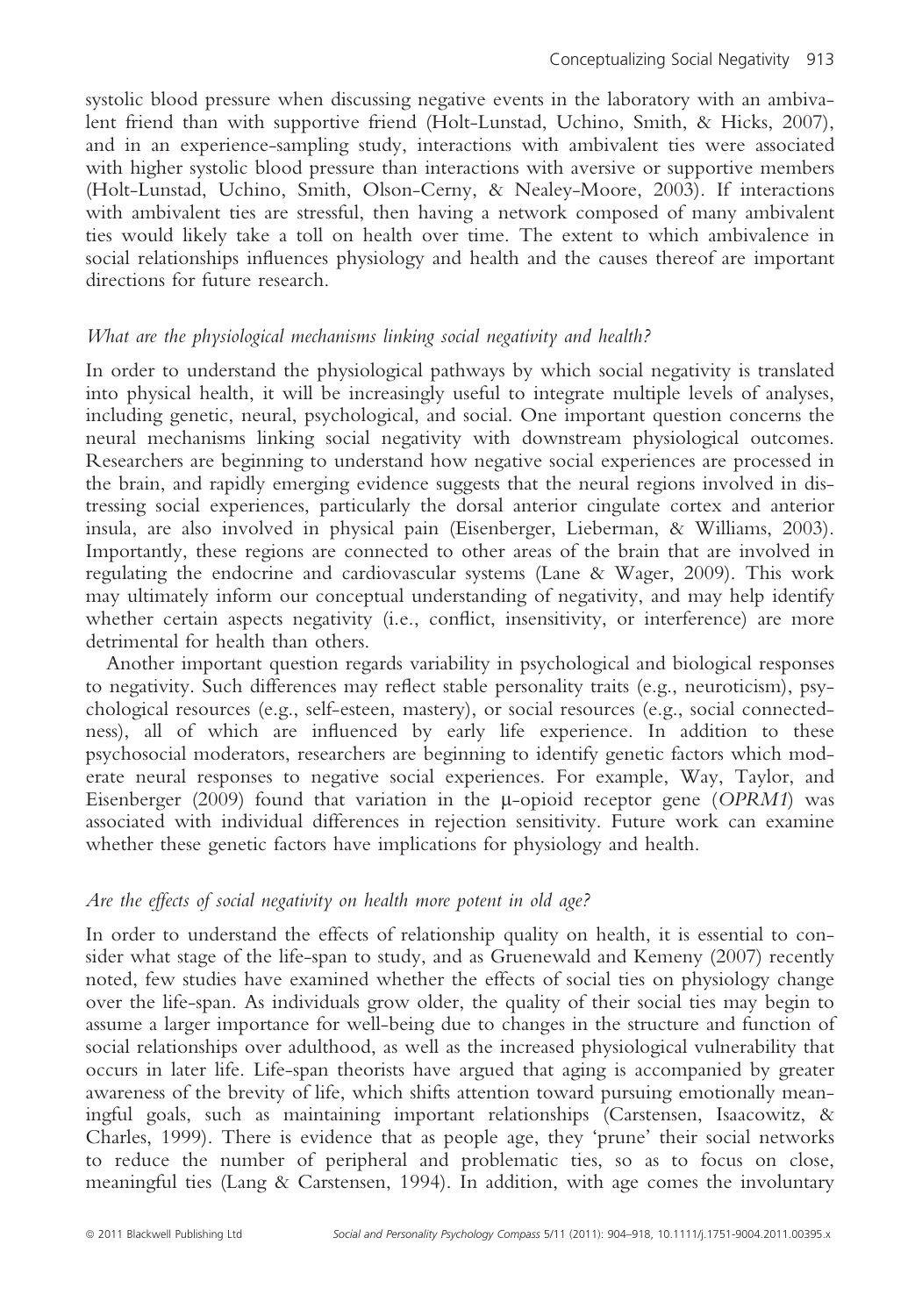systolic blood pressure when discussing negative events in the laboratory with an ambivalent friend than with supportive friend (Holt-Lunstad, Uchino, Smith, & Hicks, 2007), and in an experience-sampling study, interactions with ambivalent ties were associated with higher systolic blood pressure than interactions with aversive or supportive members (Holt-Lunstad, Uchino, Smith, Olson-Cerny, & Nealey-Moore, 2003). If interactions with ambivalent ties are stressful, then having a network composed of many ambivalent ties would likely take a toll on health over time. The extent to which ambivalence in social relationships influences physiology and health and the causes thereof are important directions for future research.

### *What are the physiological mechanisms linking social negativity and health?*

In order to understand the physiological pathways by which social negativity is translated into physical health, it will be increasingly useful to integrate multiple levels of analyses, including genetic, neural, psychological, and social. One important question concerns the neural mechanisms linking social negativity with downstream physiological outcomes. Researchers are beginning to understand how negative social experiences are processed in the brain, and rapidly emerging evidence suggests that the neural regions involved in distressing social experiences, particularly the dorsal anterior cingulate cortex and anterior insula, are also involved in physical pain (Eisenberger, Lieberman, & Williams, 2003). Importantly, these regions are connected to other areas of the brain that are involved in regulating the endocrine and cardiovascular systems (Lane & Wager, 2009). This work may ultimately inform our conceptual understanding of negativity, and may help identify whether certain aspects negativity (i.e., conflict, insensitivity, or interference) are more detrimental for health than others.

Another important question regards variability in psychological and biological responses to negativity. Such differences may reflect stable personality traits (e.g., neuroticism), psychological resources (e.g., self-esteen, mastery), or social resources (e.g., social connectedness), all of which are influenced by early life experience. In addition to these psychosocial moderators, researchers are beginning to identify genetic factors which moderate neural responses to negative social experiences. For example, Way, Taylor, and Eisenberger (2009) found that variation in the μ-opioid receptor gene (*OPRM1*) was associated with individual differences in rejection sensitivity. Future work can examine whether these genetic factors have implications for physiology and health.

### *Are the effects of social negativity on health more potent in old age?*

In order to understand the effects of relationship quality on health, it is essential to consider what stage of the life-span to study, and as Gruenewald and Kemeny (2007) recently noted, few studies have examined whether the effects of social ties on physiology change over the life-span. As individuals grow older, the quality of their social ties may begin to assume a larger importance for well-being due to changes in the structure and function of social relationships over adulthood, as well as the increased physiological vulnerability that occurs in later life. Life-span theorists have argued that aging is accompanied by greater awareness of the brevity of life, which shifts attention toward pursuing emotionally meaningful goals, such as maintaining important relationships (Carstensen, Isaacowitz, & Charles, 1999). There is evidence that as people age, they 'prune' their social networks to reduce the number of peripheral and problematic ties, so as to focus on close, meaningful ties (Lang & Carstensen, 1994). In addition, with age comes the involuntary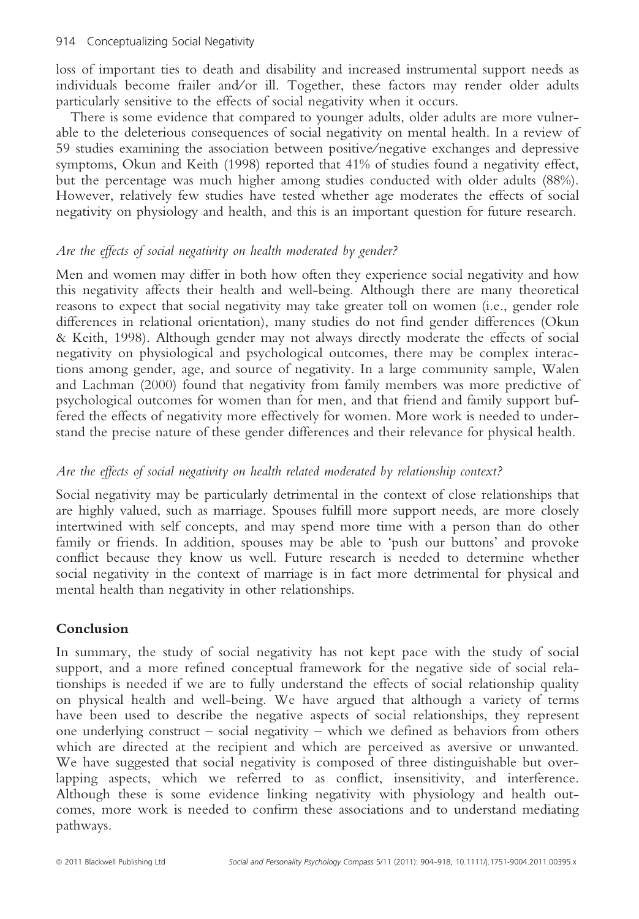loss of important ties to death and disability and increased instrumental support needs as individuals become frailer and/or ill. Together, these factors may render older adults particularly sensitive to the effects of social negativity when it occurs.

There is some evidence that compared to younger adults, older adults are more vulnerable to the deleterious consequences of social negativity on mental health. In a review of 59 studies examining the association between positive/negative exchanges and depressive symptoms, Okun and Keith (1998) reported that 41% of studies found a negativity effect, but the percentage was much higher among studies conducted with older adults (88%). However, relatively few studies have tested whether age moderates the effects of social negativity on physiology and health, and this is an important question for future research.

### *Are the effects of social negativity on health moderated by gender?*

Men and women may differ in both how often they experience social negativity and how this negativity affects their health and well-being. Although there are many theoretical reasons to expect that social negativity may take greater toll on women (i.e., gender role differences in relational orientation), many studies do not find gender differences (Okun & Keith, 1998). Although gender may not always directly moderate the effects of social negativity on physiological and psychological outcomes, there may be complex interactions among gender, age, and source of negativity. In a large community sample, Walen and Lachman (2000) found that negativity from family members was more predictive of psychological outcomes for women than for men, and that friend and family support buffered the effects of negativity more effectively for women. More work is needed to understand the precise nature of these gender differences and their relevance for physical health.

### *Are the effects of social negativity on health related moderated by relationship context?*

Social negativity may be particularly detrimental in the context of close relationships that are highly valued, such as marriage. Spouses fulfill more support needs, are more closely intertwined with self concepts, and may spend more time with a person than do other family or friends. In addition, spouses may be able to 'push our buttons' and provoke conflict because they know us well. Future research is needed to determine whether social negativity in the context of marriage is in fact more detrimental for physical and mental health than negativity in other relationships.

## Conclusion

In summary, the study of social negativity has not kept pace with the study of social support, and a more refined conceptual framework for the negative side of social relationships is needed if we are to fully understand the effects of social relationship quality on physical health and well-being. We have argued that although a variety of terms have been used to describe the negative aspects of social relationships, they represent one underlying construct – social negativity – which we defined as behaviors from others which are directed at the recipient and which are perceived as aversive or unwanted. We have suggested that social negativity is composed of three distinguishable but overlapping aspects, which we referred to as conflict, insensitivity, and interference. Although these is some evidence linking negativity with physiology and health outcomes, more work is needed to confirm these associations and to understand mediating pathways.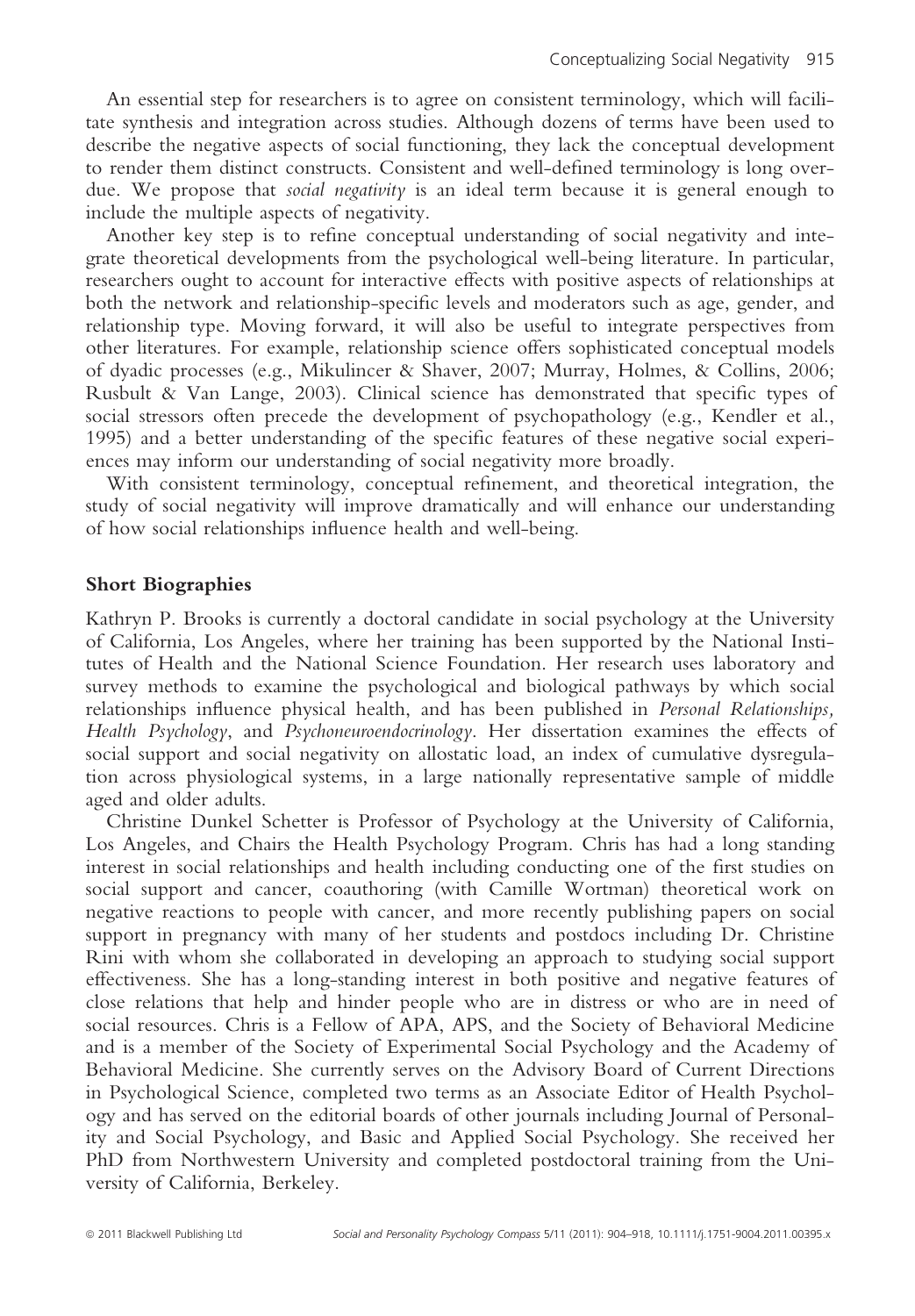An essential step for researchers is to agree on consistent terminology, which will facilitate synthesis and integration across studies. Although dozens of terms have been used to describe the negative aspects of social functioning, they lack the conceptual development to render them distinct constructs. Consistent and well-defined terminology is long overdue. We propose that *social negativity* is an ideal term because it is general enough to include the multiple aspects of negativity.

Another key step is to refine conceptual understanding of social negativity and integrate theoretical developments from the psychological well-being literature. In particular, researchers ought to account for interactive effects with positive aspects of relationships at both the network and relationship-specific levels and moderators such as age, gender, and relationship type. Moving forward, it will also be useful to integrate perspectives from other literatures. For example, relationship science offers sophisticated conceptual models of dyadic processes (e.g., Mikulincer & Shaver, 2007; Murray, Holmes, & Collins, 2006; Rusbult & Van Lange, 2003). Clinical science has demonstrated that specific types of social stressors often precede the development of psychopathology (e.g., Kendler et al., 1995) and a better understanding of the specific features of these negative social experiences may inform our understanding of social negativity more broadly.

With consistent terminology, conceptual refinement, and theoretical integration, the study of social negativity will improve dramatically and will enhance our understanding of how social relationships influence health and well-being.

## Short Biographies

Kathryn P. Brooks is currently a doctoral candidate in social psychology at the University of California, Los Angeles, where her training has been supported by the National Institutes of Health and the National Science Foundation. Her research uses laboratory and survey methods to examine the psychological and biological pathways by which social relationships influence physical health, and has been published in *Personal Relationships, Health Psychology*, and *Psychoneuroendocrinology*. Her dissertation examines the effects of social support and social negativity on allostatic load, an index of cumulative dysregulation across physiological systems, in a large nationally representative sample of middle aged and older adults.

Christine Dunkel Schetter is Professor of Psychology at the University of California, Los Angeles, and Chairs the Health Psychology Program. Chris has had a long standing interest in social relationships and health including conducting one of the first studies on social support and cancer, coauthoring (with Camille Wortman) theoretical work on negative reactions to people with cancer, and more recently publishing papers on social support in pregnancy with many of her students and postdocs including Dr. Christine Rini with whom she collaborated in developing an approach to studying social support effectiveness. She has a long-standing interest in both positive and negative features of close relations that help and hinder people who are in distress or who are in need of social resources. Chris is a Fellow of APA, APS, and the Society of Behavioral Medicine and is a member of the Society of Experimental Social Psychology and the Academy of Behavioral Medicine. She currently serves on the Advisory Board of Current Directions in Psychological Science, completed two terms as an Associate Editor of Health Psychology and has served on the editorial boards of other journals including Journal of Personality and Social Psychology, and Basic and Applied Social Psychology. She received her PhD from Northwestern University and completed postdoctoral training from the University of California, Berkeley.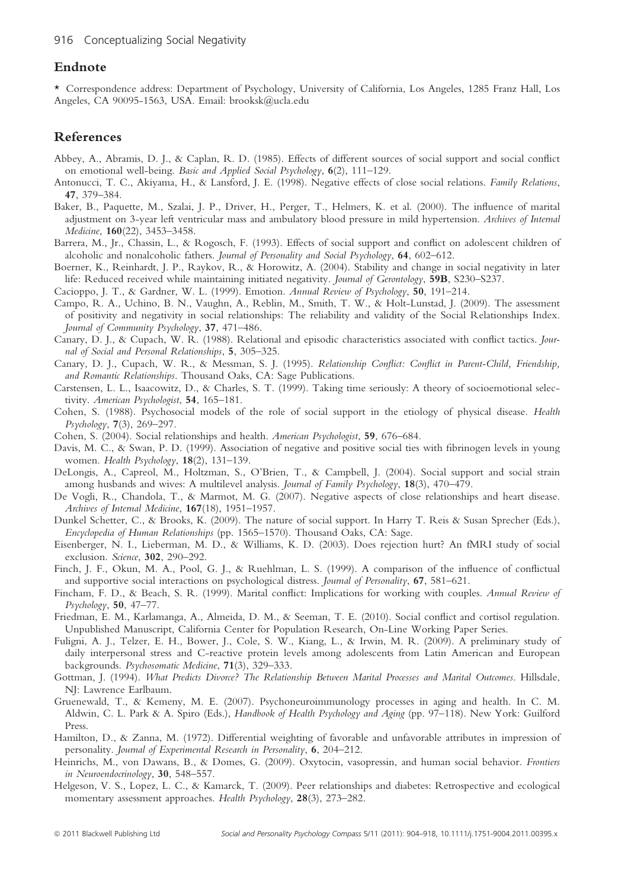## Endnote

\* Correspondence address: Department of Psychology, University of California, Los Angeles, 1285 Franz Hall, Los Angeles, CA 90095-1563, USA. Email: brooksk@ucla.edu

## References

Abbey, A., Abramis, D. J., & Caplan, R. D. (1985). Effects of different sources of social support and social conflict on emotional well-being. *Basic and Applied Social Psychology*, **6**(2), 111–129.

Antonucci, T. C., Akiyama, H., & Lansford, J. E. (1998). Negative effects of close social relations. *Family Relations*, **47**, 379–384.

Baker, B., Paquette, M., Szalai, J. P., Driver, H., Perger, T., Helmers, K. et al. (2000). The influence of marital adjustment on 3-year left ventricular mass and ambulatory blood pressure in mild hypertension. *Archives of Internal Medicine*, **160**(22), 3453–3458.

Barrera, M., Jr., Chassin, L., & Rogosch, F. (1993). Effects of social support and conflict on adolescent children of alcoholic and nonalcoholic fathers. *Journal of Personality and Social Psychology*, **64**, 602–612.

Boerner, K., Reinhardt, J. P., Raykov, R., & Horowitz, A. (2004). Stability and change in social negativity in later life: Reduced received while maintaining initiated negativity. *Journal of Gerontology*, **59B**, S230–S237.

Cacioppo, J. T., & Gardner, W. L. (1999). Emotion. *Annual Review of Psychology*, **50**, 191–214.

Campo, R. A., Uchino, B. N., Vaughn, A., Reblin, M., Smith, T. W., & Holt-Lunstad, J. (2009). The assessment of positivity and negativity in social relationships: The reliability and validity of the Social Relationships Index. *Journal of Community Psychology*, **37**, 471–486.

Canary, D. J., & Cupach, W. R. (1988). Relational and episodic characteristics associated with conflict tactics. *Journal of Social and Personal Relationships*, **5**, 305–325.

Canary, D. J., Cupach, W. R., & Messman, S. J. (1995). *Relationship Conflict: Conflict in Parent-Child, Friendship, and Romantic Relationships*. Thousand Oaks, CA: Sage Publications.

Carstensen, L. L., Isaacowitz, D., & Charles, S. T. (1999). Taking time seriously: A theory of socioemotional selectivity. *American Psychologist*, **54**, 165–181.

Cohen, S. (1988). Psychosocial models of the role of social support in the etiology of physical disease. *Health Psychology*, **7**(3), 269–297.

Cohen, S. (2004). Social relationships and health. *American Psychologist*, **59**, 676–684.

Davis, M. C., & Swan, P. D. (1999). Association of negative and positive social ties with fibrinogen levels in young women. *Health Psychology*, **18**(2), 131–139.

DeLongis, A., Capreol, M., Holtzman, S., O'Brien, T., & Campbell, J. (2004). Social support and social strain among husbands and wives: A multilevel analysis. *Journal of Family Psychology*, **18**(3), 470–479.

De Vogli, R., Chandola, T., & Marmot, M. G. (2007). Negative aspects of close relationships and heart disease. *Archives of Internal Medicine*, **167**(18), 1951–1957.

Dunkel Schetter, C., & Brooks, K. (2009). The nature of social support. In Harry T. Reis & Susan Sprecher (Eds.), *Encyclopedia of Human Relationships* (pp. 1565–1570). Thousand Oaks, CA: Sage.

Eisenberger, N. I., Lieberman, M. D., & Williams, K. D. (2003). Does rejection hurt? An fMRI study of social exclusion. *Science*, **302**, 290–292.

Finch, J. F., Okun, M. A., Pool, G. J., & Ruehlman, L. S. (1999). A comparison of the influence of conflictual and supportive social interactions on psychological distress. *Journal of Personality*, **67**, 581–621.

Fincham, F. D., & Beach, S. R. (1999). Marital conflict: Implications for working with couples. *Annual Review of Psychology*, **50**, 47–77.

Friedman, E. M., Karlamanga, A., Almeida, D. M., & Seeman, T. E. (2010). Social conflict and cortisol regulation. Unpublished Manuscript, California Center for Population Research, On-Line Working Paper Series.

Fuligni, A. J., Telzer, E. H., Bower, J., Cole, S. W., Kiang, L., & Irwin, M. R. (2009). A preliminary study of daily interpersonal stress and C-reactive protein levels among adolescents from Latin American and European backgrounds. *Psychosomatic Medicine*, **71**(3), 329–333.

Gottman, J. (1994). *What Predicts Divorce? The Relationship Between Marital Processes and Marital Outcomes*. Hillsdale, NJ: Lawrence Earlbaum.

Gruenewald, T., & Kemeny, M. E. (2007). Psychoneuroimmunology processes in aging and health. In C. M. Aldwin, C. L. Park & A. Spiro (Eds.), *Handbook of Health Psychology and Aging* (pp. 97–118). New York: Guilford Press.

Hamilton, D., & Zanna, M. (1972). Differential weighting of favorable and unfavorable attributes in impression of personality. *Journal of Experimental Research in Personality*, **6**, 204–212.

Heinrichs, M., von Dawans, B., & Domes, G. (2009). Oxytocin, vasopressin, and human social behavior. *Frontiers in Neuroendocrinology*, **30**, 548–557.

Helgeson, V. S., Lopez, L. C., & Kamarck, T. (2009). Peer relationships and diabetes: Retrospective and ecological momentary assessment approaches. *Health Psychology*, **28**(3), 273–282.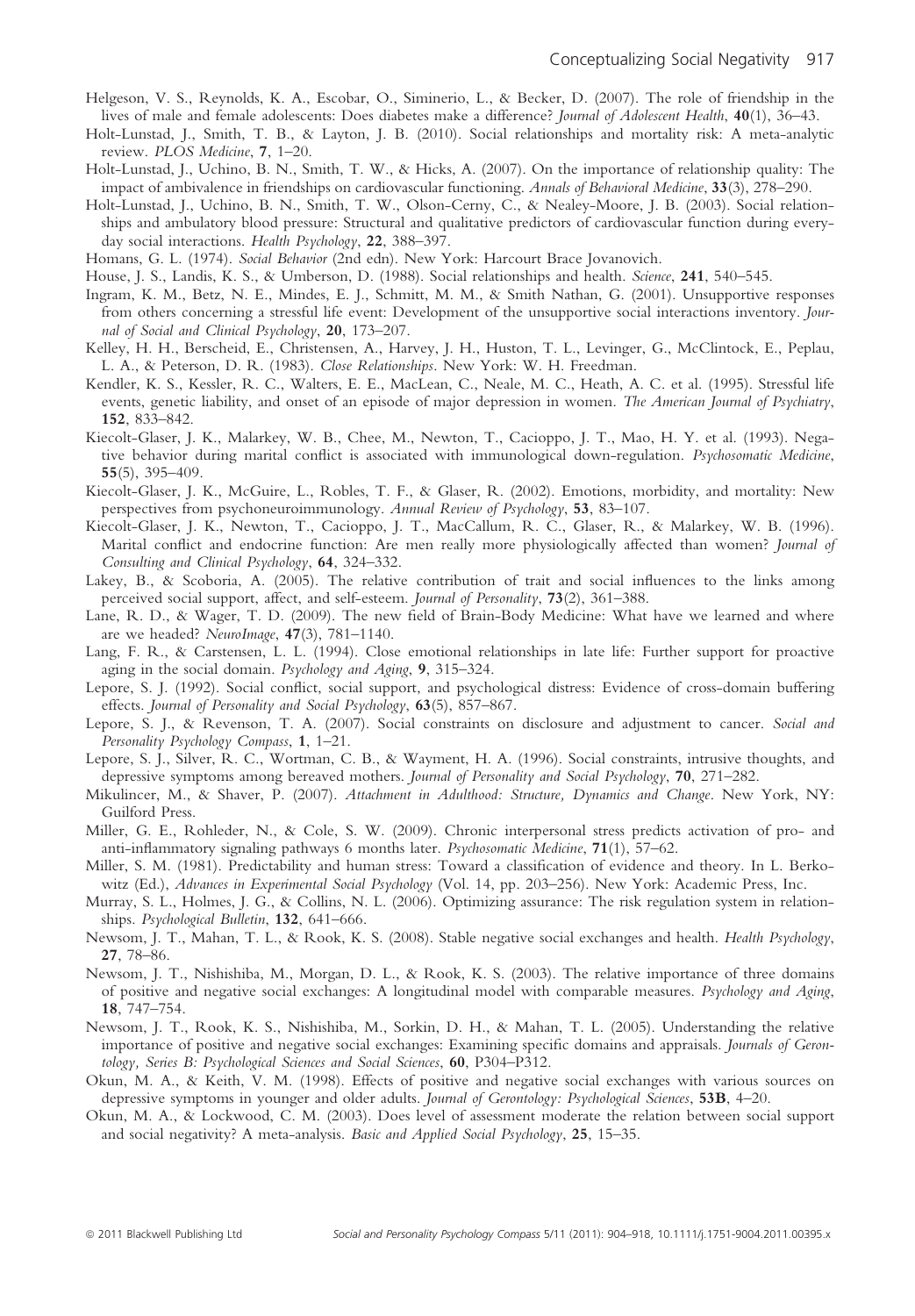Helgeson, V. S., Reynolds, K. A., Escobar, O., Siminerio, L., & Becker, D. (2007). The role of friendship in the lives of male and female adolescents: Does diabetes make a difference? *Journal of Adolescent Health*, **40**(1), 36–43.

Holt-Lunstad, J., Smith, T. B., & Layton, J. B. (2010). Social relationships and mortality risk: A meta-analytic review. *PLOS Medicine*, **7**, 1–20.

Holt-Lunstad, J., Uchino, B. N., Smith, T. W., & Hicks, A. (2007). On the importance of relationship quality: The impact of ambivalence in friendships on cardiovascular functioning. *Annals of Behavioral Medicine*, **33**(3), 278–290.

Holt-Lunstad, J., Uchino, B. N., Smith, T. W., Olson-Cerny, C., & Nealey-Moore, J. B. (2003). Social relationships and ambulatory blood pressure: Structural and qualitative predictors of cardiovascular function during everyday social interactions. *Health Psychology*, **22**, 388–397.

Homans, G. L. (1974). *Social Behavior* (2nd edn). New York: Harcourt Brace Jovanovich.

House, J. S., Landis, K. S., & Umberson, D. (1988). Social relationships and health. *Science*, **241**, 540–545.

Ingram, K. M., Betz, N. E., Mindes, E. J., Schmitt, M. M., & Smith Nathan, G. (2001). Unsupportive responses from others concerning a stressful life event: Development of the unsupportive social interactions inventory. *Journal of Social and Clinical Psychology*, **20**, 173–207.

Kelley, H. H., Berscheid, E., Christensen, A., Harvey, J. H., Huston, T. L., Levinger, G., McClintock, E., Peplau, L. A., & Peterson, D. R. (1983). *Close Relationships*. New York: W. H. Freedman.

Kendler, K. S., Kessler, R. C., Walters, E. E., MacLean, C., Neale, M. C., Heath, A. C. et al. (1995). Stressful life events, genetic liability, and onset of an episode of major depression in women. *The American Journal of Psychiatry*, **152**, 833–842.

Kiecolt-Glaser, J. K., Malarkey, W. B., Chee, M., Newton, T., Cacioppo, J. T., Mao, H. Y. et al. (1993). Negative behavior during marital conflict is associated with immunological down-regulation. *Psychosomatic Medicine*, **55**(5), 395–409.

Kiecolt-Glaser, J. K., McGuire, L., Robles, T. F., & Glaser, R. (2002). Emotions, morbidity, and mortality: New perspectives from psychoneuroimmunology. *Annual Review of Psychology*, **53**, 83–107.

Kiecolt-Glaser, J. K., Newton, T., Cacioppo, J. T., MacCallum, R. C., Glaser, R., & Malarkey, W. B. (1996). Marital conflict and endocrine function: Are men really more physiologically affected than women? *Journal of Consulting and Clinical Psychology*, **64**, 324–332.

Lakey, B., & Scoboria, A. (2005). The relative contribution of trait and social influences to the links among perceived social support, affect, and self-esteem. *Journal of Personality*, **73**(2), 361–388.

Lane, R. D., & Wager, T. D. (2009). The new field of Brain-Body Medicine: What have we learned and where are we headed? *NeuroImage*, **47**(3), 781–1140.

Lang, F. R., & Carstensen, L. L. (1994). Close emotional relationships in late life: Further support for proactive aging in the social domain. *Psychology and Aging*, **9**, 315–324.

Lepore, S. J. (1992). Social conflict, social support, and psychological distress: Evidence of cross-domain buffering effects. *Journal of Personality and Social Psychology*, **63**(5), 857–867.

Lepore, S. J., & Revenson, T. A. (2007). Social constraints on disclosure and adjustment to cancer. *Social and Personality Psychology Compass*, **1**, 1–21.

Lepore, S. J., Silver, R. C., Wortman, C. B., & Wayment, H. A. (1996). Social constraints, intrusive thoughts, and depressive symptoms among bereaved mothers. *Journal of Personality and Social Psychology*, **70**, 271–282.

Mikulincer, M., & Shaver, P. (2007). *Attachment in Adulthood: Structure, Dynamics and Change*. New York, NY: Guilford Press.

Miller, G. E., Rohleder, N., & Cole, S. W. (2009). Chronic interpersonal stress predicts activation of pro- and anti-inflammatory signaling pathways 6 months later. *Psychosomatic Medicine*, **71**(1), 57–62.

Miller, S. M. (1981). Predictability and human stress: Toward a classification of evidence and theory. In L. Berkowitz (Ed.), *Advances in Experimental Social Psychology* (Vol. 14, pp. 203–256). New York: Academic Press, Inc.

Murray, S. L., Holmes, J. G., & Collins, N. L. (2006). Optimizing assurance: The risk regulation system in relationships. *Psychological Bulletin*, **132**, 641–666.

Newsom, J. T., Mahan, T. L., & Rook, K. S. (2008). Stable negative social exchanges and health. *Health Psychology*, **27**, 78–86.

Newsom, J. T., Nishishiba, M., Morgan, D. L., & Rook, K. S. (2003). The relative importance of three domains of positive and negative social exchanges: A longitudinal model with comparable measures. *Psychology and Aging*, **18**, 747–754.

Newsom, J. T., Rook, K. S., Nishishiba, M., Sorkin, D. H., & Mahan, T. L. (2005). Understanding the relative importance of positive and negative social exchanges: Examining specific domains and appraisals. *Journals of Gerontology, Series B: Psychological Sciences and Social Sciences*, **60**, P304–P312.

Okun, M. A., & Keith, V. M. (1998). Effects of positive and negative social exchanges with various sources on depressive symptoms in younger and older adults. *Journal of Gerontology: Psychological Sciences*, **53B**, 4–20.

Okun, M. A., & Lockwood, C. M. (2003). Does level of assessment moderate the relation between social support and social negativity? A meta-analysis. *Basic and Applied Social Psychology*, **25**, 15–35.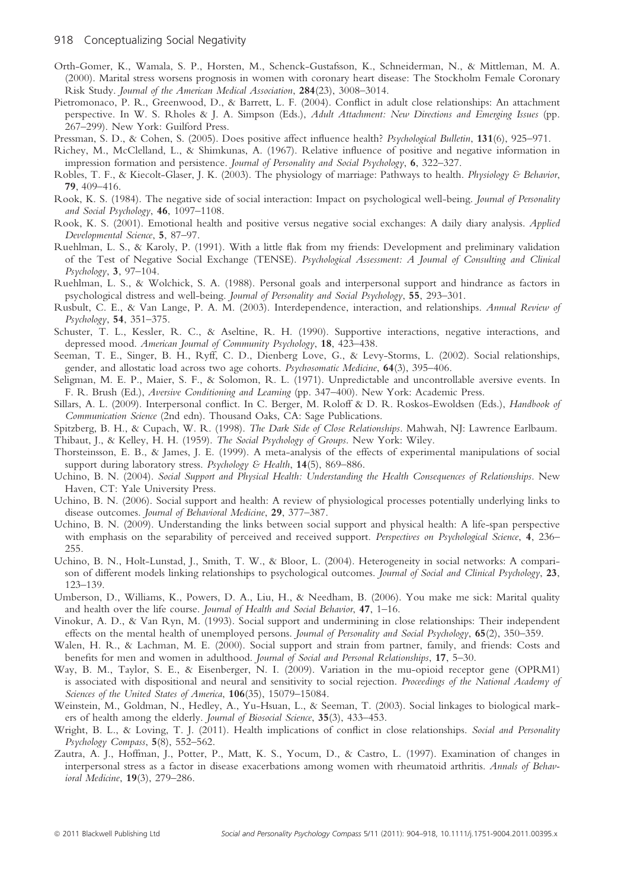Orth-Gomer, K., Wamala, S. P., Horsten, M., Schenck-Gustafsson, K., Schneiderman, N., & Mittleman, M. A. (2000). Marital stress worsens prognosis in women with coronary heart disease: The Stockholm Female Coronary Risk Study. *Journal of the American Medical Association*, **284**(23), 3008–3014.

Pietromonaco, P. R., Greenwood, D., & Barrett, L. F. (2004). Conflict in adult close relationships: An attachment perspective. In W. S. Rholes & J. A. Simpson (Eds.), *Adult Attachment: New Directions and Emerging Issues* (pp. 267–299). New York: Guilford Press.

Pressman, S. D., & Cohen, S. (2005). Does positive affect influence health? *Psychological Bulletin*, **131**(6), 925–971.

Richey, M., McClelland, L., & Shimkunas, A. (1967). Relative influence of positive and negative information in impression formation and persistence. *Journal of Personality and Social Psychology*, **6**, 322–327.

Robles, T. F., & Kiecolt-Glaser, J. K. (2003). The physiology of marriage: Pathways to health. *Physiology & Behavior*, **79**, 409–416.

Rook, K. S. (1984). The negative side of social interaction: Impact on psychological well-being. *Journal of Personality and Social Psychology*, **46**, 1097–1108.

Rook, K. S. (2001). Emotional health and positive versus negative social exchanges: A daily diary analysis. *Applied Developmental Science*, **5**, 87–97.

Ruehlman, L. S., & Karoly, P. (1991). With a little flak from my friends: Development and preliminary validation of the Test of Negative Social Exchange (TENSE). *Psychological Assessment: A Journal of Consulting and Clinical Psychology*, **3**, 97–104.

Ruehlman, L. S., & Wolchick, S. A. (1988). Personal goals and interpersonal support and hindrance as factors in psychological distress and well-being. *Journal of Personality and Social Psychology*, **55**, 293–301.

Rusbult, C. E., & Van Lange, P. A. M. (2003). Interdependence, interaction, and relationships. *Annual Review of Psychology*, **54**, 351–375.

Schuster, T. L., Kessler, R. C., & Aseltine, R. H. (1990). Supportive interactions, negative interactions, and depressed mood. *American Journal of Community Psychology*, **18**, 423–438.

Seeman, T. E., Singer, B. H., Ryff, C. D., Dienberg Love, G., & Levy-Storms, L. (2002). Social relationships, gender, and allostatic load across two age cohorts. *Psychosomatic Medicine*, **64**(3), 395–406.

Seligman, M. E. P., Maier, S. F., & Solomon, R. L. (1971). Unpredictable and uncontrollable aversive events. In F. R. Brush (Ed.), *Aversive Conditioning and Learning* (pp. 347–400). New York: Academic Press.

Sillars, A. L. (2009). Interpersonal conflict. In C. Berger, M. Roloff & D. R. Roskos-Ewoldsen (Eds.), *Handbook of Communication Science* (2nd edn). Thousand Oaks, CA: Sage Publications.

Spitzberg, B. H., & Cupach, W. R. (1998). *The Dark Side of Close Relationships*. Mahwah, NJ: Lawrence Earlbaum.

Thibaut, J., & Kelley, H. H. (1959). *The Social Psychology of Groups*. New York: Wiley.

Thorsteinsson, E. B., & James, J. E. (1999). A meta-analysis of the effects of experimental manipulations of social support during laboratory stress. *Psychology & Health*, **14**(5), 869–886.

Uchino, B. N. (2004). *Social Support and Physical Health: Understanding the Health Consequences of Relationships*. New Haven, CT: Yale University Press.

Uchino, B. N. (2006). Social support and health: A review of physiological processes potentially underlying links to disease outcomes. *Journal of Behavioral Medicine*, **29**, 377–387.

Uchino, B. N. (2009). Understanding the links between social support and physical health: A life-span perspective with emphasis on the separability of perceived and received support. *Perspectives on Psychological Science*, **4**, 236–255.

Uchino, B. N., Holt-Lunstad, J., Smith, T. W., & Bloor, L. (2004). Heterogeneity in social networks: A comparison of different models linking relationships to psychological outcomes. *Journal of Social and Clinical Psychology*, **23**, 123–139.

Umberson, D., Williams, K., Powers, D. A., Liu, H., & Needham, B. (2006). You make me sick: Marital quality and health over the life course. *Journal of Health and Social Behavior*, **47**, 1–16.

Vinokur, A. D., & Van Ryn, M. (1993). Social support and undermining in close relationships: Their independent effects on the mental health of unemployed persons. *Journal of Personality and Social Psychology*, **65**(2), 350–359.

Walen, H. R., & Lachman, M. E. (2000). Social support and strain from partner, family, and friends: Costs and benefits for men and women in adulthood. *Journal of Social and Personal Relationships*, **17**, 5–30.

Way, B. M., Taylor, S. E., & Eisenberger, N. I. (2009). Variation in the mu-opioid receptor gene (OPRM1) is associated with dispositional and neural and sensitivity to social rejection. *Proceedings of the National Academy of Sciences of the United States of America*, **106**(35), 15079–15084.

Weinstein, M., Goldman, N., Hedley, A., Yu-Hsuan, L., & Seeman, T. (2003). Social linkages to biological markers of health among the elderly. *Journal of Biosocial Science*, **35**(3), 433–453.

Wright, B. L., & Loving, T. J. (2011). Health implications of conflict in close relationships. *Social and Personality Psychology Compass*, **5**(8), 552–562.

Zautra, A. J., Hoffman, J., Potter, P., Matt, K. S., Yocum, D., & Castro, L. (1997). Examination of changes in interpersonal stress as a factor in disease exacerbations among women with rheumatoid arthritis. *Annals of Behavioral Medicine*, **19**(3), 279–286.